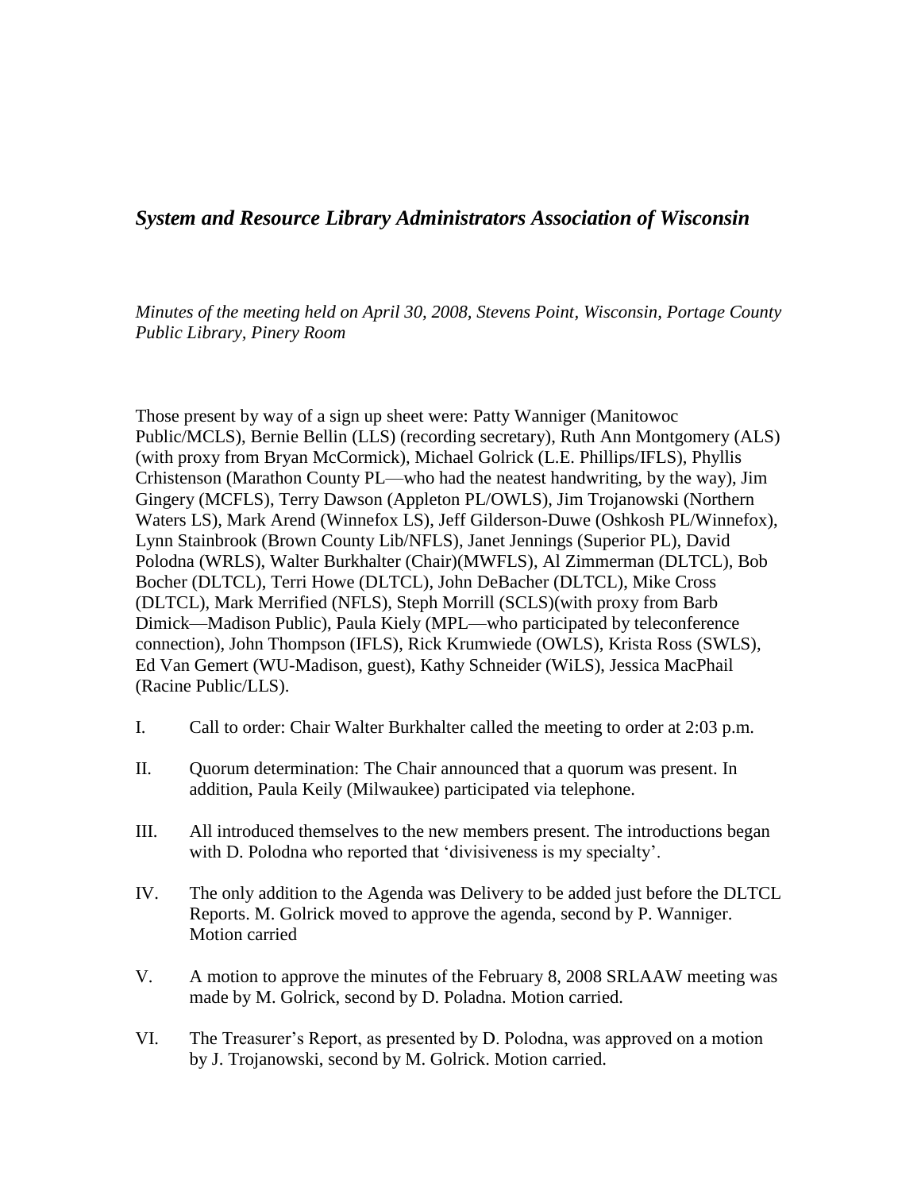## *System and Resource Library Administrators Association of Wisconsin*

*Minutes of the meeting held on April 30, 2008, Stevens Point, Wisconsin, Portage County Public Library, Pinery Room*

Those present by way of a sign up sheet were: Patty Wanniger (Manitowoc Public/MCLS), Bernie Bellin (LLS) (recording secretary), Ruth Ann Montgomery (ALS) (with proxy from Bryan McCormick), Michael Golrick (L.E. Phillips/IFLS), Phyllis Crhistenson (Marathon County PL—who had the neatest handwriting, by the way), Jim Gingery (MCFLS), Terry Dawson (Appleton PL/OWLS), Jim Trojanowski (Northern Waters LS), Mark Arend (Winnefox LS), Jeff Gilderson-Duwe (Oshkosh PL/Winnefox), Lynn Stainbrook (Brown County Lib/NFLS), Janet Jennings (Superior PL), David Polodna (WRLS), Walter Burkhalter (Chair)(MWFLS), Al Zimmerman (DLTCL), Bob Bocher (DLTCL), Terri Howe (DLTCL), John DeBacher (DLTCL), Mike Cross (DLTCL), Mark Merrified (NFLS), Steph Morrill (SCLS)(with proxy from Barb Dimick—Madison Public), Paula Kiely (MPL—who participated by teleconference connection), John Thompson (IFLS), Rick Krumwiede (OWLS), Krista Ross (SWLS), Ed Van Gemert (WU-Madison, guest), Kathy Schneider (WiLS), Jessica MacPhail (Racine Public/LLS).

I. Call to order: Chair Walter Burkhalter called the meeting to order at 2:03 p.m.

II. Quorum determination: The Chair announced that a quorum was present. In addition, Paula Keily (Milwaukee) participated via telephone.

III. All introduced themselves to the new members present. The introductions began with D. Polodna who reported that 'divisiveness is my specialty'.

IV. The only addition to the Agenda was Delivery to be added just before the DLTCL Reports. M. Golrick moved to approve the agenda, second by P. Wanniger. Motion carried

V. A motion to approve the minutes of the February 8, 2008 SRLAAW meeting was made by M. Golrick, second by D. Poladna. Motion carried.

VI. The Treasurer's Report, as presented by D. Polodna, was approved on a motion by J. Trojanowski, second by M. Golrick. Motion carried.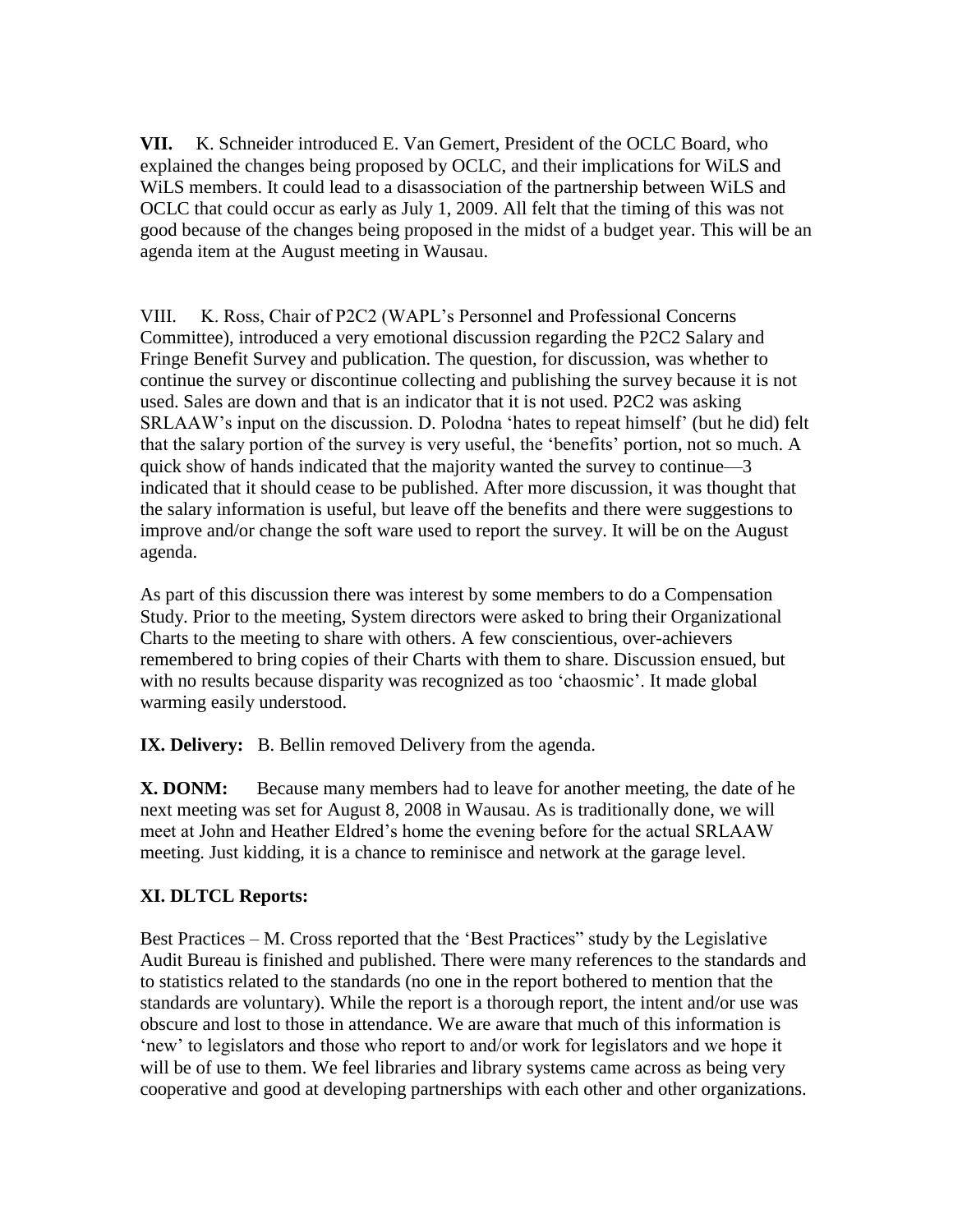**VII.** K. Schneider introduced E. Van Gemert, President of the OCLC Board, who explained the changes being proposed by OCLC, and their implications for WiLS and WiLS members. It could lead to a disassociation of the partnership between WiLS and OCLC that could occur as early as July 1, 2009. All felt that the timing of this was not good because of the changes being proposed in the midst of a budget year. This will be an agenda item at the August meeting in Wausau.

VIII. K. Ross, Chair of P2C2 (WAPL's Personnel and Professional Concerns Committee), introduced a very emotional discussion regarding the P2C2 Salary and Fringe Benefit Survey and publication. The question, for discussion, was whether to continue the survey or discontinue collecting and publishing the survey because it is not used. Sales are down and that is an indicator that it is not used. P2C2 was asking SRLAAW's input on the discussion. D. Polodna 'hates to repeat himself' (but he did) felt that the salary portion of the survey is very useful, the 'benefits' portion, not so much. A quick show of hands indicated that the majority wanted the survey to continue—3 indicated that it should cease to be published. After more discussion, it was thought that the salary information is useful, but leave off the benefits and there were suggestions to improve and/or change the soft ware used to report the survey. It will be on the August agenda.

As part of this discussion there was interest by some members to do a Compensation Study. Prior to the meeting, System directors were asked to bring their Organizational Charts to the meeting to share with others. A few conscientious, over-achievers remembered to bring copies of their Charts with them to share. Discussion ensued, but with no results because disparity was recognized as too 'chaosmic'. It made global warming easily understood.

**IX. Delivery:** B. Bellin removed Delivery from the agenda.

**X. DONM:** Because many members had to leave for another meeting, the date of he next meeting was set for August 8, 2008 in Wausau. As is traditionally done, we will meet at John and Heather Eldred's home the evening before for the actual SRLAAW meeting. Just kidding, it is a chance to reminisce and network at the garage level.

**XI. DLTCL Reports:**

Best Practices – M. Cross reported that the 'Best Practices" study by the Legislative Audit Bureau is finished and published. There were many references to the standards and to statistics related to the standards (no one in the report bothered to mention that the standards are voluntary). While the report is a thorough report, the intent and/or use was obscure and lost to those in attendance. We are aware that much of this information is 'new' to legislators and those who report to and/or work for legislators and we hope it will be of use to them. We feel libraries and library systems came across as being very cooperative and good at developing partnerships with each other and other organizations.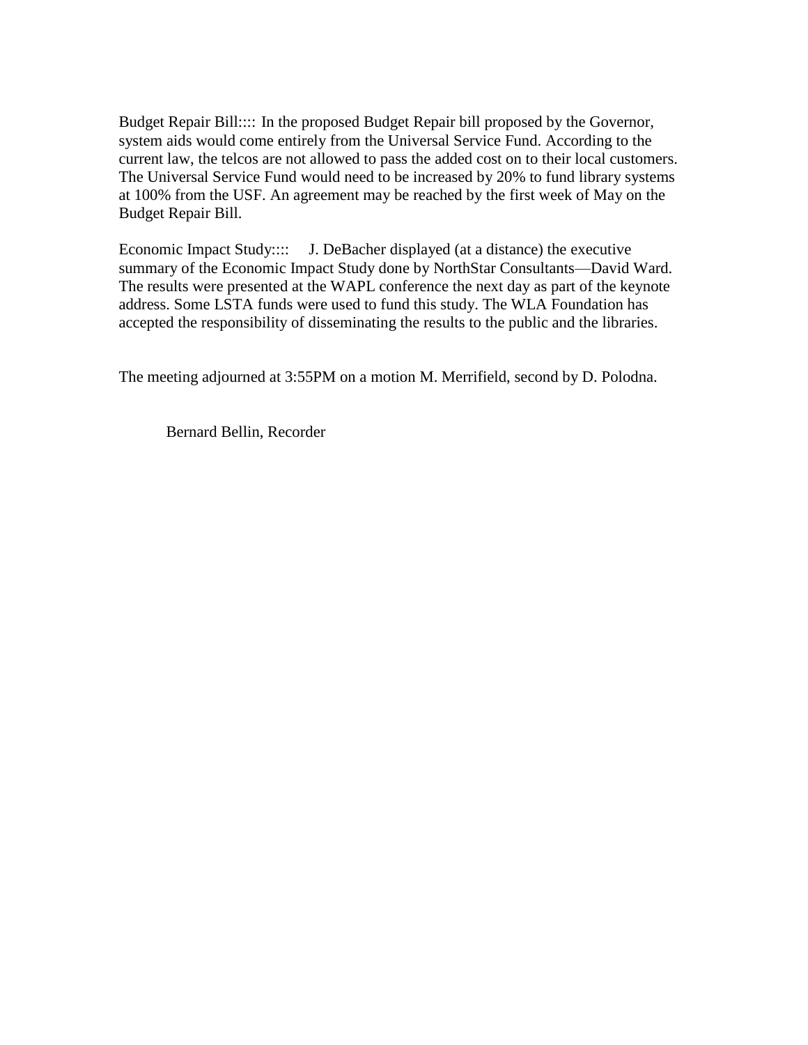Budget Repair Bill:::: In the proposed Budget Repair bill proposed by the Governor, system aids would come entirely from the Universal Service Fund. According to the current law, the telcos are not allowed to pass the added cost on to their local customers. The Universal Service Fund would need to be increased by 20% to fund library systems at 100% from the USF. An agreement may be reached by the first week of May on the Budget Repair Bill.

Economic Impact Study:::: J. DeBacher displayed (at a distance) the executive summary of the Economic Impact Study done by NorthStar Consultants—David Ward. The results were presented at the WAPL conference the next day as part of the keynote address. Some LSTA funds were used to fund this study. The WLA Foundation has accepted the responsibility of disseminating the results to the public and the libraries.

The meeting adjourned at 3:55PM on a motion M. Merrifield, second by D. Polodna.

Bernard Bellin, Recorder